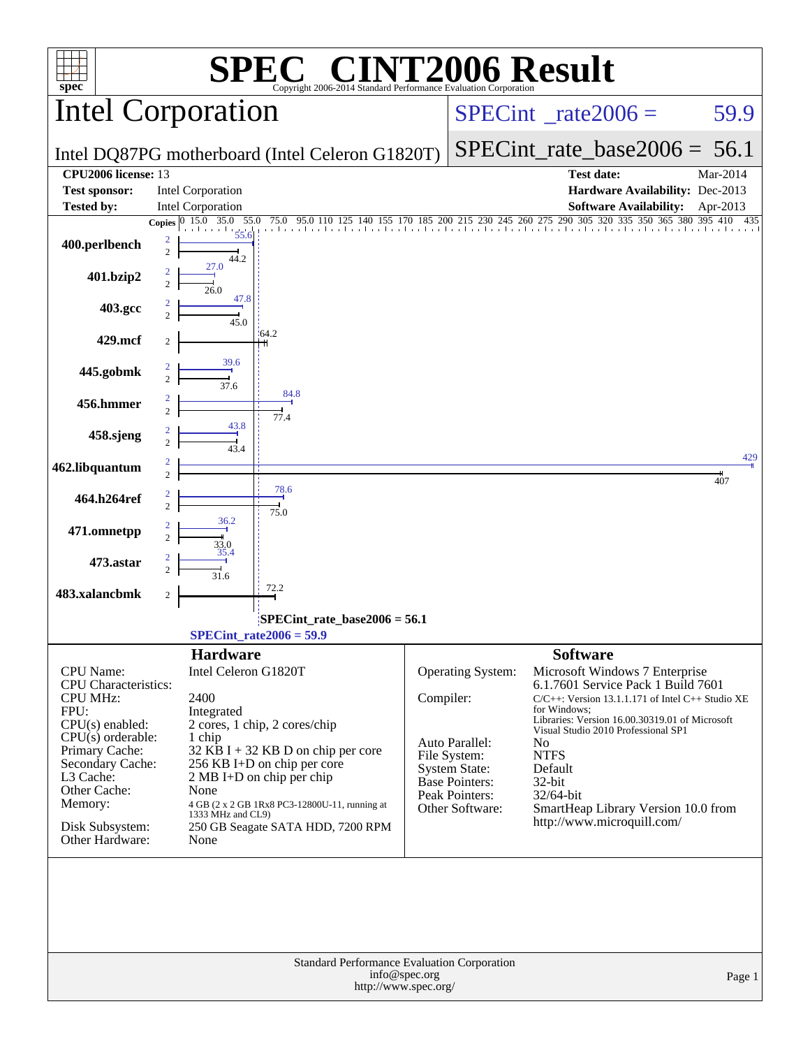# SPEC® CINT2006 Result

Copyright 2006-2014 Standard Performance Evaluation Corporation

## Intel Corporation

Intel DQ87PG motherboard (Intel Celeron G1820T)

SPECint_rate2006 = 59.9

SPECint_rate_base2006 = 56.1

| | | | |
|---|---|---|---|
| **CPU2006 license:** 13 | | **Test date:** | Mar-2014 |
| **Test sponsor:** | Intel Corporation | **Hardware Availability:** | Dec-2013 |
| **Tested by:** | Intel Corporation | **Software Availability:** | Apr-2013 |

| Benchmark | Copies (peak) | Copies (base) | Peak | Base |
|---|---|---|---|---|
| 400.perlbench | 2 | 2 | 55.6 | 44.2 |
| 401.bzip2 | 2 | 2 | 27.0 | 26.0 |
| 403.gcc | 2 | 2 | 47.8 | 45.0 |
| 429.mcf | | 2 | | 64.2 |
| 445.gobmk | 2 | 2 | 39.6 | 37.6 |
| 456.hmmer | 2 | 2 | 84.8 | 77.4 |
| 458.sjeng | 2 | 2 | 43.8 | 43.4 |
| 462.libquantum | 2 | 2 | 429 | 407 |
| 464.h264ref | 2 | 2 | 78.6 | 75.0 |
| 471.omnetpp | 2 | 2 | 36.2 | 33.0 |
| 473.astar | 2 | 2 | 35.4 | 31.6 |
| 483.xalancbmk | | 2 | | 72.2 |

SPECint_rate_base2006 = 56.1

SPECint_rate2006 = 59.9

### Hardware

| | |
|---|---|
| CPU Name: | Intel Celeron G1820T |
| CPU Characteristics: | |
| CPU MHz: | 2400 |
| FPU: | Integrated |
| CPU(s) enabled: | 2 cores, 1 chip, 2 cores/chip |
| CPU(s) orderable: | 1 chip |
| Primary Cache: | 32 KB I + 32 KB D on chip per core |
| Secondary Cache: | 256 KB I+D on chip per core |
| L3 Cache: | 2 MB I+D on chip per chip |
| Other Cache: | None |
| Memory: | 4 GB (2 x 2 GB 1Rx8 PC3-12800U-11, running at 1333 MHz and CL9) |
| Disk Subsystem: | 250 GB Seagate SATA HDD, 7200 RPM |
| Other Hardware: | None |

### Software

| | |
|---|---|
| Operating System: | Microsoft Windows 7 Enterprise 6.1.7601 Service Pack 1 Build 7601 |
| Compiler: | C/C++: Version 13.1.1.171 of Intel C++ Studio XE for Windows; Libraries: Version 16.00.30319.01 of Microsoft Visual Studio 2010 Professional SP1 |
| Auto Parallel: | No |
| File System: | NTFS |
| System State: | Default |
| Base Pointers: | 32-bit |
| Peak Pointers: | 32/64-bit |
| Other Software: | SmartHeap Library Version 10.0 from http://www.microquill.com/ |

Standard Performance Evaluation Corporation
info@spec.org
http://www.spec.org/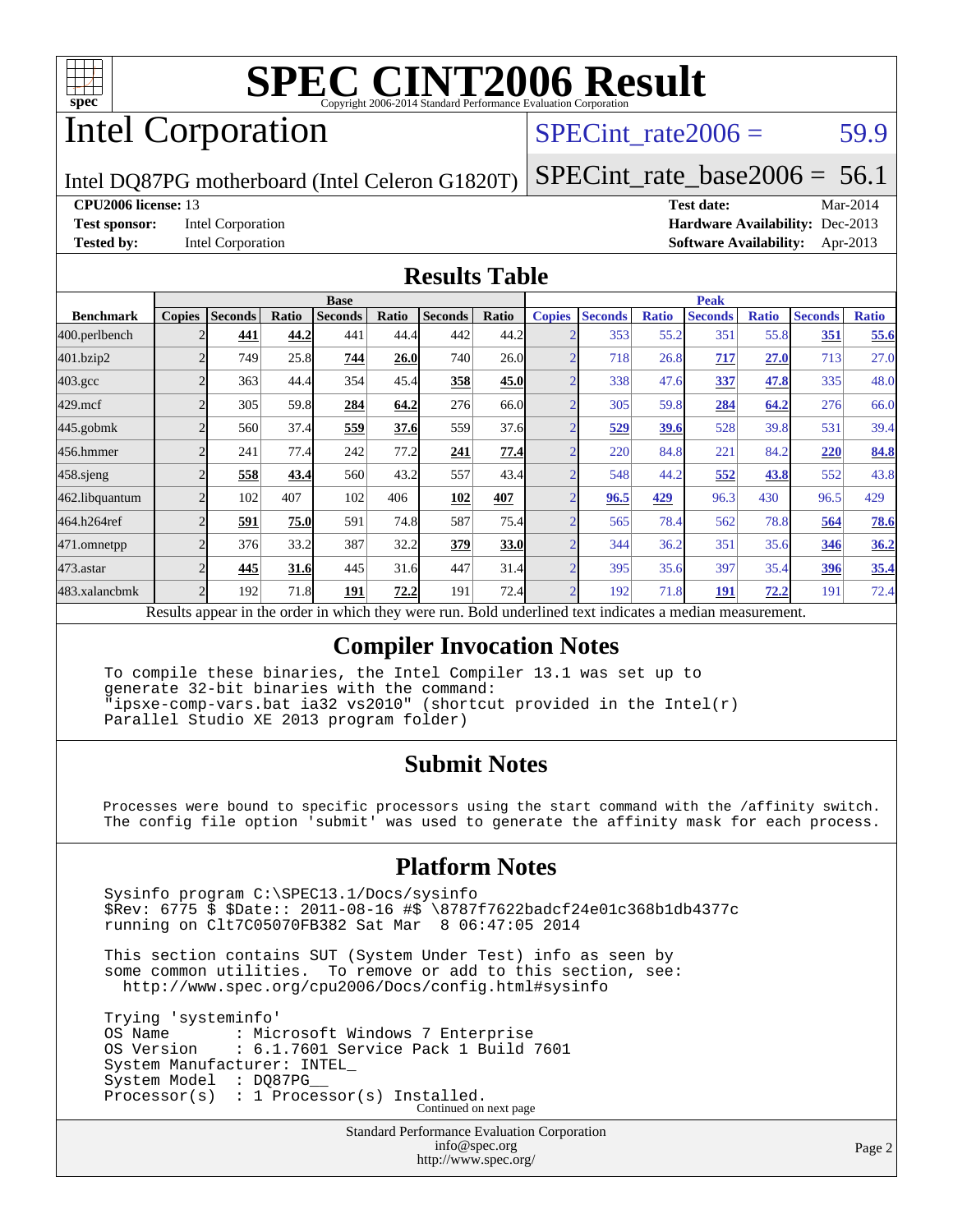# SPEC CINT2006 Result

Copyright 2006-2014 Standard Performance Evaluation Corporation

## Intel Corporation

Intel DQ87PG motherboard (Intel Celeron G1820T)

SPECint_rate2006 = 59.9

SPECint_rate_base2006 = 56.1

**CPU2006 license:** 13
**Test sponsor:** Intel Corporation
**Tested by:** Intel Corporation

**Test date:** Mar-2014
**Hardware Availability:** Dec-2013
**Software Availability:** Apr-2013

## Results Table

| Benchmark | Base | | | | | | | Peak | | | | | | |
|---|---|---|---|---|---|---|---|---|---|---|---|---|---|---|
| | Copies | Seconds | Ratio | Seconds | Ratio | Seconds | Ratio | Copies | Seconds | Ratio | Seconds | Ratio | Seconds | Ratio |
| 400.perlbench | 2 | **441** | **44.2** | 441 | 44.4 | 442 | 44.2 | 2 | 353 | 55.2 | 351 | 55.8 | **351** | **55.6** |
| 401.bzip2 | 2 | 749 | 25.8 | **744** | **26.0** | 740 | 26.0 | 2 | 718 | 26.8 | **717** | **27.0** | 713 | 27.0 |
| 403.gcc | 2 | 363 | 44.4 | 354 | 45.4 | **358** | **45.0** | 2 | 338 | 47.6 | **337** | **47.8** | 335 | 48.0 |
| 429.mcf | 2 | 305 | 59.8 | **284** | **64.2** | 276 | 66.0 | 2 | 305 | 59.8 | **284** | **64.2** | 276 | 66.0 |
| 445.gobmk | 2 | 560 | 37.4 | **559** | **37.6** | 559 | 37.6 | 2 | **529** | **39.6** | 528 | 39.8 | 531 | 39.4 |
| 456.hmmer | 2 | 241 | 77.4 | 242 | 77.2 | **241** | **77.4** | 2 | 220 | 84.8 | 221 | 84.2 | **220** | **84.8** |
| 458.sjeng | 2 | **558** | **43.4** | 560 | 43.2 | 557 | 43.4 | 2 | 548 | 44.2 | **552** | **43.8** | 552 | 43.8 |
| 462.libquantum | 2 | 102 | 407 | 102 | 406 | **102** | **407** | 2 | **96.5** | **429** | 96.3 | 430 | 96.5 | 429 |
| 464.h264ref | 2 | **591** | **75.0** | 591 | 74.8 | 587 | 75.4 | 2 | 565 | 78.4 | 562 | 78.8 | **564** | **78.6** |
| 471.omnetpp | 2 | 376 | 33.2 | 387 | 32.2 | **379** | **33.0** | 2 | 344 | 36.2 | 351 | 35.6 | **346** | **36.2** |
| 473.astar | 2 | **445** | **31.6** | 445 | 31.6 | 447 | 31.4 | 2 | 395 | 35.6 | 397 | 35.4 | **396** | **35.4** |
| 483.xalancbmk | 2 | 192 | 71.8 | **191** | **72.2** | 191 | 72.4 | 2 | 192 | 71.8 | **191** | **72.2** | 191 | 72.4 |

Results appear in the order in which they were run. Bold underlined text indicates a median measurement.

## Compiler Invocation Notes

```
To compile these binaries, the Intel Compiler 13.1 was set up to
generate 32-bit binaries with the command:
"ipsxe-comp-vars.bat ia32 vs2010" (shortcut provided in the Intel(r)
Parallel Studio XE 2013 program folder)
```

## Submit Notes

```
Processes were bound to specific processors using the start command with the /affinity switch.
The config file option 'submit' was used to generate the affinity mask for each process.
```

## Platform Notes

```
Sysinfo program C:\SPEC13.1/Docs/sysinfo
$Rev: 6775 $ $Date:: 2011-08-16 #$ \8787f7622badcf24e01c368b1db4377c
running on Clt7C05070FB382 Sat Mar  8 06:47:05 2014

This section contains SUT (System Under Test) info as seen by
some common utilities.  To remove or add to this section, see:
  http://www.spec.org/cpu2006/Docs/config.html#sysinfo

Trying 'systeminfo'
OS Name        : Microsoft Windows 7 Enterprise
OS Version     : 6.1.7601 Service Pack 1 Build 7601
System Manufacturer: INTEL_
System Model   : DQ87PG__
Processor(s)   : 1 Processor(s) Installed.
```

Continued on next page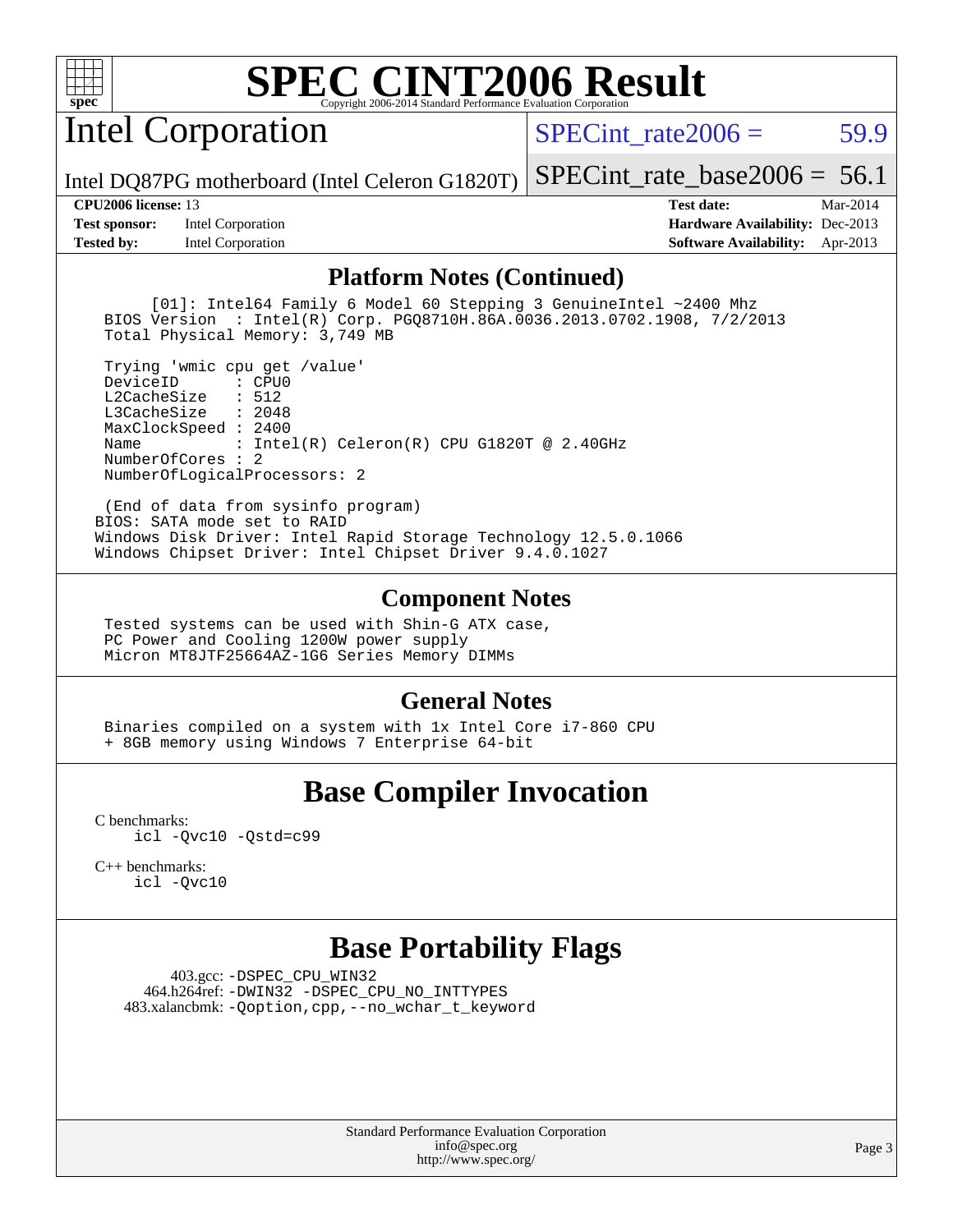# SPEC CINT2006 Result

Copyright 2006-2014 Standard Performance Evaluation Corporation

## Intel Corporation

Intel DQ87PG motherboard (Intel Celeron G1820T)

SPECint_rate2006 = 59.9

SPECint_rate_base2006 = 56.1

| | | | |
|---|---|---|---|
| **CPU2006 license:** 13 | | **Test date:** | Mar-2014 |
| **Test sponsor:** | Intel Corporation | **Hardware Availability:** | Dec-2013 |
| **Tested by:** | Intel Corporation | **Software Availability:** | Apr-2013 |

### Platform Notes (Continued)

```
      [01]: Intel64 Family 6 Model 60 Stepping 3 GenuineIntel ~2400 Mhz
  BIOS Version  : Intel(R) Corp. PGQ8710H.86A.0036.2013.0702.1908, 7/2/2013
  Total Physical Memory: 3,749 MB

  Trying 'wmic cpu get /value'
  DeviceID      : CPU0
  L2CacheSize   : 512
  L3CacheSize   : 2048
  MaxClockSpeed : 2400
  Name          : Intel(R) Celeron(R) CPU G1820T @ 2.40GHz
  NumberOfCores : 2
  NumberOfLogicalProcessors: 2

  (End of data from sysinfo program)
 BIOS: SATA mode set to RAID
 Windows Disk Driver: Intel Rapid Storage Technology 12.5.0.1066
 Windows Chipset Driver: Intel Chipset Driver 9.4.0.1027
```

### Component Notes

```
 Tested systems can be used with Shin-G ATX case,
 PC Power and Cooling 1200W power supply
 Micron MT8JTF25664AZ-1G6 Series Memory DIMMs
```

### General Notes

```
 Binaries compiled on a system with 1x Intel Core i7-860 CPU
 + 8GB memory using Windows 7 Enterprise 64-bit
```

## Base Compiler Invocation

C benchmarks:
```
icl -Qvc10 -Qstd=c99
```

C++ benchmarks:
```
icl -Qvc10
```

## Base Portability Flags

403.gcc: -DSPEC_CPU_WIN32
464.h264ref: -DWIN32 -DSPEC_CPU_NO_INTTYPES
483.xalancbmk: -Qoption,cpp,--no_wchar_t_keyword

Standard Performance Evaluation Corporation
info@spec.org
http://www.spec.org/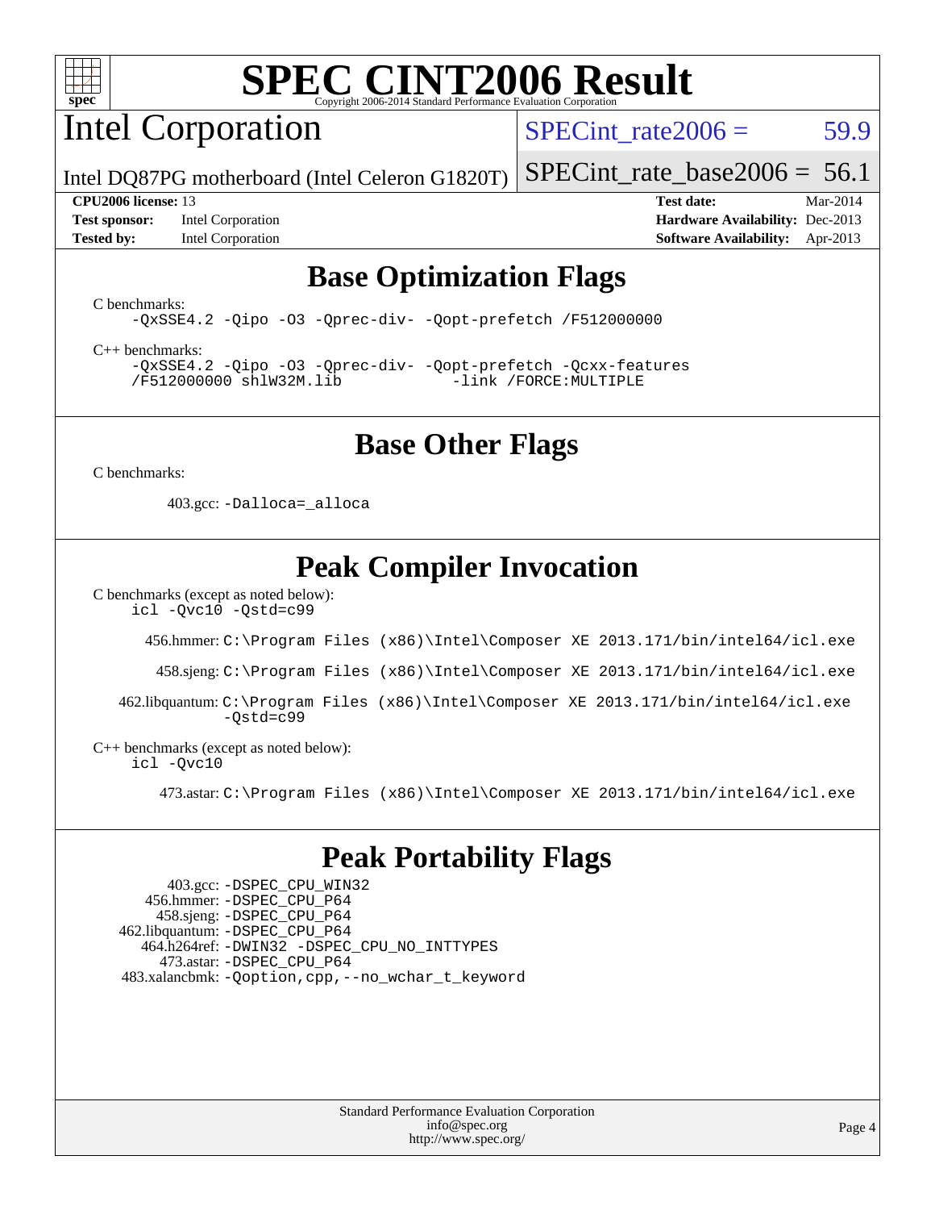# SPEC CINT2006 Result

Copyright 2006-2014 Standard Performance Evaluation Corporation

## Intel Corporation

Intel DQ87PG motherboard (Intel Celeron G1820T)

SPECint_rate2006 = 59.9

SPECint_rate_base2006 = 56.1

**CPU2006 license:** 13
**Test sponsor:** Intel Corporation
**Tested by:** Intel Corporation

**Test date:** Mar-2014
**Hardware Availability:** Dec-2013
**Software Availability:** Apr-2013

## Base Optimization Flags

C benchmarks:

```
-QxSSE4.2 -Qipo -O3 -Qprec-div- -Qopt-prefetch /F512000000
```

C++ benchmarks:

```
-QxSSE4.2 -Qipo -O3 -Qprec-div- -Qopt-prefetch -Qcxx-features
/F512000000 shlW32M.lib            -link /FORCE:MULTIPLE
```

## Base Other Flags

C benchmarks:

403.gcc: `-Dalloca=_alloca`

## Peak Compiler Invocation

C benchmarks (except as noted below):

```
icl -Qvc10 -Qstd=c99
```

456.hmmer: `C:\Program Files (x86)\Intel\Composer XE 2013.171/bin/intel64/icl.exe`

458.sjeng: `C:\Program Files (x86)\Intel\Composer XE 2013.171/bin/intel64/icl.exe`

462.libquantum: `C:\Program Files (x86)\Intel\Composer XE 2013.171/bin/intel64/icl.exe -Qstd=c99`

C++ benchmarks (except as noted below):

```
icl -Qvc10
```

473.astar: `C:\Program Files (x86)\Intel\Composer XE 2013.171/bin/intel64/icl.exe`

## Peak Portability Flags

403.gcc: `-DSPEC_CPU_WIN32`
456.hmmer: `-DSPEC_CPU_P64`
458.sjeng: `-DSPEC_CPU_P64`
462.libquantum: `-DSPEC_CPU_P64`
464.h264ref: `-DWIN32 -DSPEC_CPU_NO_INTTYPES`
473.astar: `-DSPEC_CPU_P64`
483.xalancbmk: `-Qoption,cpp,--no_wchar_t_keyword`

Standard Performance Evaluation Corporation
info@spec.org
http://www.spec.org/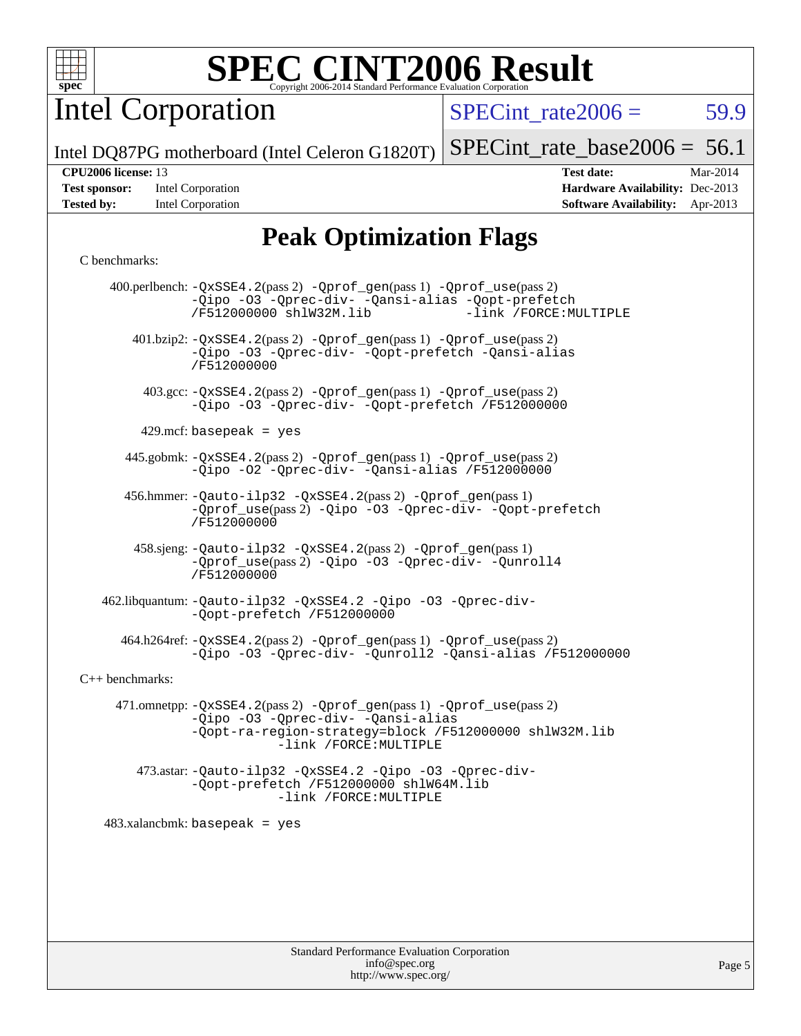# SPEC CINT2006 Result

Copyright 2006-2014 Standard Performance Evaluation Corporation

## Intel Corporation

Intel DQ87PG motherboard (Intel Celeron G1820T)

SPECint_rate2006 = 59.9

SPECint_rate_base2006 = 56.1

| | | | |
|---|---|---|---|
| **CPU2006 license:** | 13 | **Test date:** | Mar-2014 |
| **Test sponsor:** | Intel Corporation | **Hardware Availability:** | Dec-2013 |
| **Tested by:** | Intel Corporation | **Software Availability:** | Apr-2013 |

# Peak Optimization Flags

C benchmarks:

400.perlbench: -QxSSE4.2(pass 2) -Qprof_gen(pass 1) -Qprof_use(pass 2) -Qipo -O3 -Qprec-div- -Qansi-alias -Qopt-prefetch /F512000000 shlW32M.lib -link /FORCE:MULTIPLE

401.bzip2: -QxSSE4.2(pass 2) -Qprof_gen(pass 1) -Qprof_use(pass 2) -Qipo -O3 -Qprec-div- -Qopt-prefetch -Qansi-alias /F512000000

403.gcc: -QxSSE4.2(pass 2) -Qprof_gen(pass 1) -Qprof_use(pass 2) -Qipo -O3 -Qprec-div- -Qopt-prefetch /F512000000

429.mcf: basepeak = yes

445.gobmk: -QxSSE4.2(pass 2) -Qprof_gen(pass 1) -Qprof_use(pass 2) -Qipo -O2 -Qprec-div- -Qansi-alias /F512000000

456.hmmer: -Qauto-ilp32 -QxSSE4.2(pass 2) -Qprof_gen(pass 1) -Qprof_use(pass 2) -Qipo -O3 -Qprec-div- -Qopt-prefetch /F512000000

458.sjeng: -Qauto-ilp32 -QxSSE4.2(pass 2) -Qprof_gen(pass 1) -Qprof_use(pass 2) -Qipo -O3 -Qprec-div- -Qunroll4 /F512000000

462.libquantum: -Qauto-ilp32 -QxSSE4.2 -Qipo -O3 -Qprec-div- -Qopt-prefetch /F512000000

464.h264ref: -QxSSE4.2(pass 2) -Qprof_gen(pass 1) -Qprof_use(pass 2) -Qipo -O3 -Qprec-div- -Qunroll2 -Qansi-alias /F512000000

C++ benchmarks:

471.omnetpp: -QxSSE4.2(pass 2) -Qprof_gen(pass 1) -Qprof_use(pass 2) -Qipo -O3 -Qprec-div- -Qansi-alias -Qopt-ra-region-strategy=block /F512000000 shlW32M.lib -link /FORCE:MULTIPLE

473.astar: -Qauto-ilp32 -QxSSE4.2 -Qipo -O3 -Qprec-div- -Qopt-prefetch /F512000000 shlW64M.lib -link /FORCE:MULTIPLE

483.xalancbmk: basepeak = yes

Standard Performance Evaluation Corporation
info@spec.org
http://www.spec.org/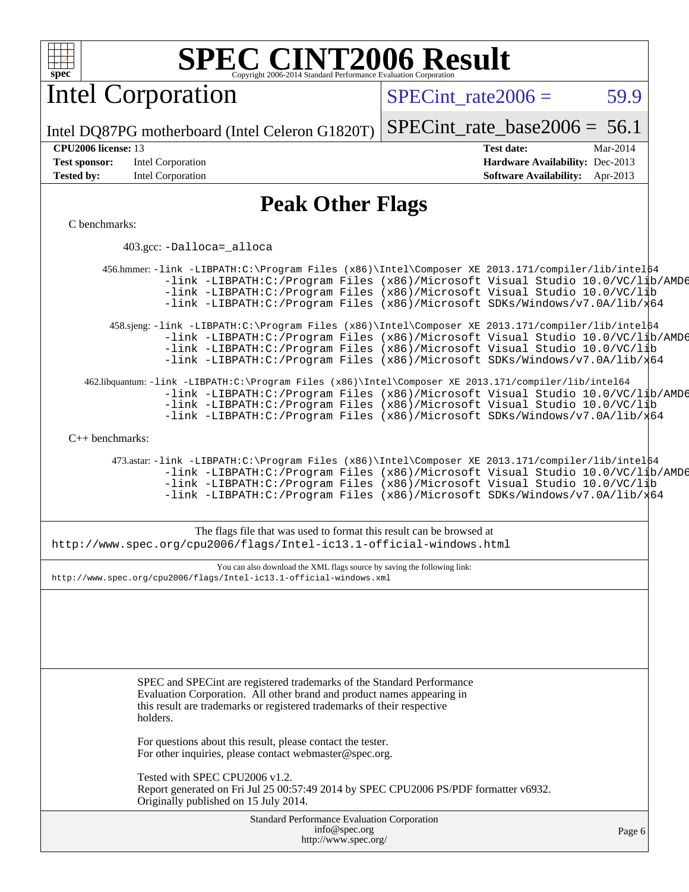# SPEC CINT2006 Result

Copyright 2006-2014 Standard Performance Evaluation Corporation

## Intel Corporation

Intel DQ87PG motherboard (Intel Celeron G1820T)

SPECint_rate2006 = 59.9

SPECint_rate_base2006 = 56.1

**CPU2006 license:** 13
**Test sponsor:** Intel Corporation
**Tested by:** Intel Corporation

**Test date:** Mar-2014
**Hardware Availability:** Dec-2013
**Software Availability:** Apr-2013

## Peak Other Flags

C benchmarks:

403.gcc: `-Dalloca=_alloca`

456.hmmer:
```
-link -LIBPATH:C:\Program Files (x86)\Intel\Composer XE 2013.171/compiler/lib/intel64
-link -LIBPATH:C:/Program Files (x86)/Microsoft Visual Studio 10.0/VC/lib/AMD6
-link -LIBPATH:C:/Program Files (x86)/Microsoft Visual Studio 10.0/VC/lib
-link -LIBPATH:C:/Program Files (x86)/Microsoft SDKs/Windows/v7.0A/lib/x64
```

458.sjeng:
```
-link -LIBPATH:C:\Program Files (x86)\Intel\Composer XE 2013.171/compiler/lib/intel64
-link -LIBPATH:C:/Program Files (x86)/Microsoft Visual Studio 10.0/VC/lib/AMD6
-link -LIBPATH:C:/Program Files (x86)/Microsoft Visual Studio 10.0/VC/lib
-link -LIBPATH:C:/Program Files (x86)/Microsoft SDKs/Windows/v7.0A/lib/x64
```

462.libquantum:
```
-link -LIBPATH:C:\Program Files (x86)\Intel\Composer XE 2013.171/compiler/lib/intel64
-link -LIBPATH:C:/Program Files (x86)/Microsoft Visual Studio 10.0/VC/lib/AMD6
-link -LIBPATH:C:/Program Files (x86)/Microsoft Visual Studio 10.0/VC/lib
-link -LIBPATH:C:/Program Files (x86)/Microsoft SDKs/Windows/v7.0A/lib/x64
```

C++ benchmarks:

473.astar:
```
-link -LIBPATH:C:\Program Files (x86)\Intel\Composer XE 2013.171/compiler/lib/intel64
-link -LIBPATH:C:/Program Files (x86)/Microsoft Visual Studio 10.0/VC/lib/AMD6
-link -LIBPATH:C:/Program Files (x86)/Microsoft Visual Studio 10.0/VC/lib
-link -LIBPATH:C:/Program Files (x86)/Microsoft SDKs/Windows/v7.0A/lib/x64
```

The flags file that was used to format this result can be browsed at
http://www.spec.org/cpu2006/flags/Intel-ic13.1-official-windows.html

You can also download the XML flags source by saving the following link:
http://www.spec.org/cpu2006/flags/Intel-ic13.1-official-windows.xml

SPEC and SPECint are registered trademarks of the Standard Performance Evaluation Corporation. All other brand and product names appearing in this result are trademarks or registered trademarks of their respective holders.

For questions about this result, please contact the tester.
For other inquiries, please contact webmaster@spec.org.

Tested with SPEC CPU2006 v1.2.
Report generated on Fri Jul 25 00:57:49 2014 by SPEC CPU2006 PS/PDF formatter v6932.
Originally published on 15 July 2014.